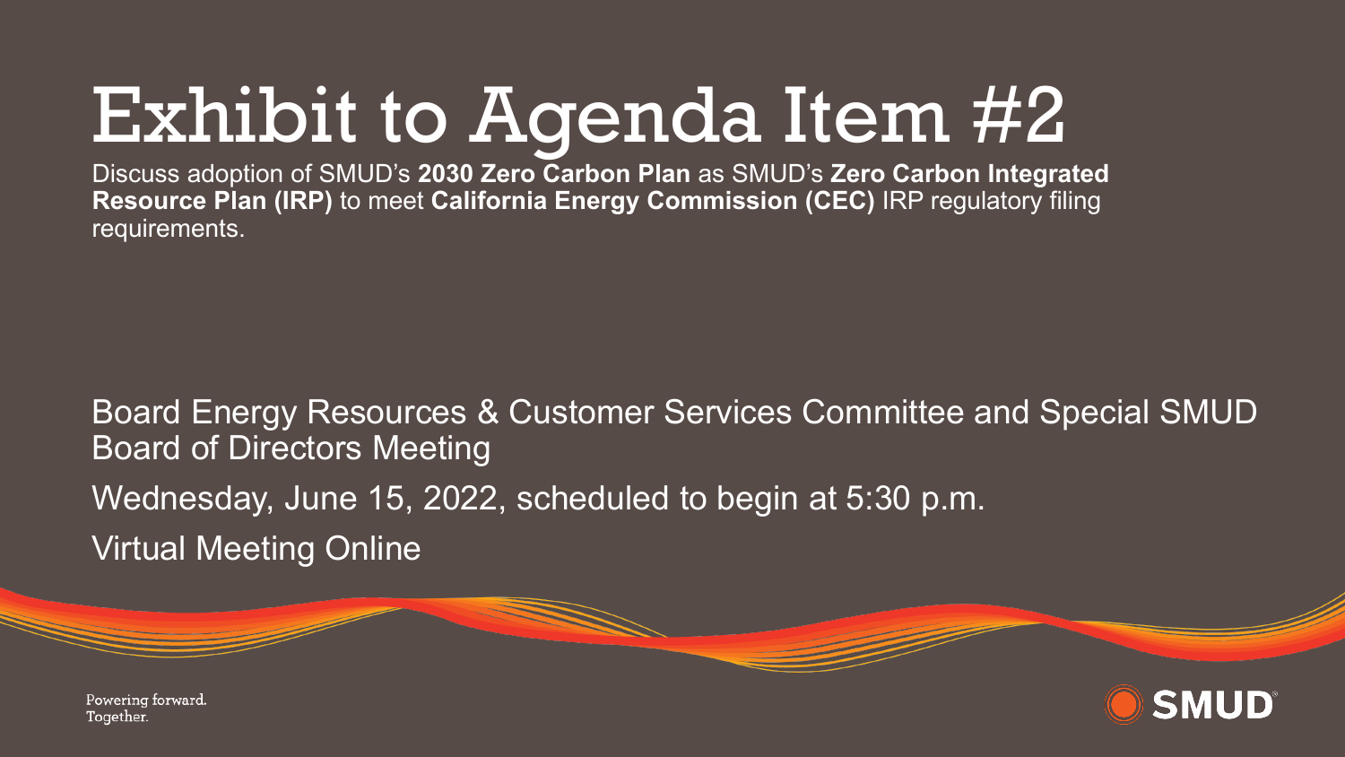# Exhibit to Agenda Item #2

Discuss adoption of SMUD's **2030 Zero Carbon Plan** as SMUD's **Zero Carbon Integrated Resource Plan (IRP)** to meet **California Energy Commission (CEC)** IRP regulatory filing requirements.

Board Energy Resources & Customer Services Committee and Special SMUD Board of Directors Meeting

Wednesday, June 15, 2022, scheduled to begin at 5:30 p.m.

Virtual Meeting Online

Powering forward. Together.

SMUD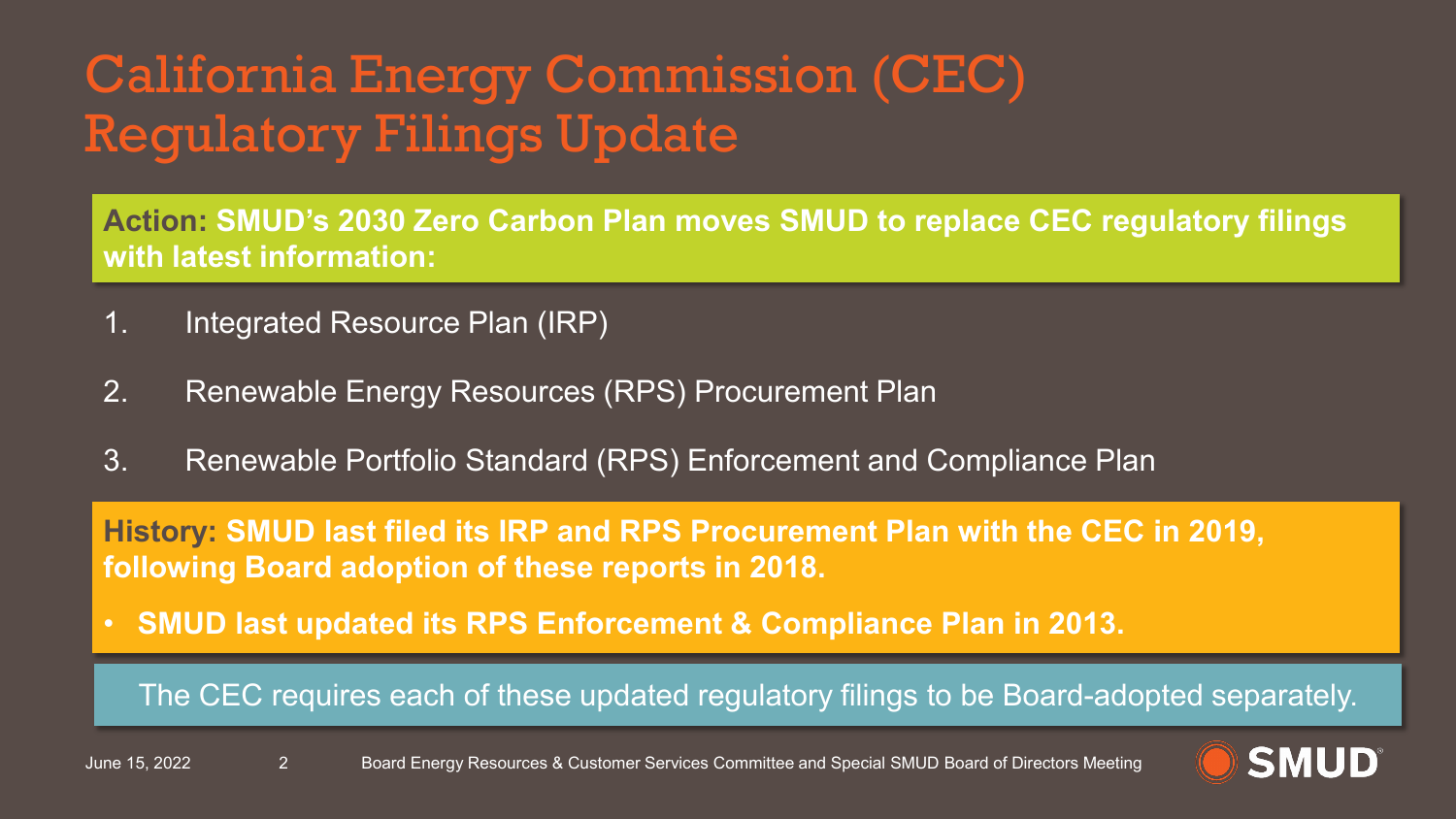# California Energy Commission (CEC) Regulatory Filings Update

**Action: SMUD's 2030 Zero Carbon Plan moves SMUD to replace CEC regulatory filings with latest information:**

1. Integrated Resource Plan (IRP)
2. Renewable Energy Resources (RPS) Procurement Plan
3. Renewable Portfolio Standard (RPS) Enforcement and Compliance Plan

**History: SMUD last filed its IRP and RPS Procurement Plan with the CEC in 2019, following Board adoption of these reports in 2018.**

- **SMUD last updated its RPS Enforcement & Compliance Plan in 2013.**

The CEC requires each of these updated regulatory filings to be Board-adopted separately.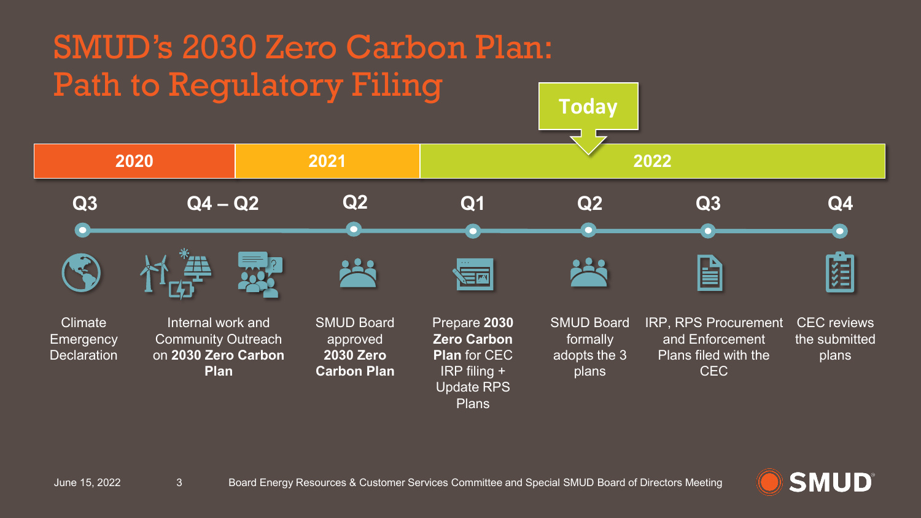# SMUD's 2030 Zero Carbon Plan: Path to Regulatory Filing

**Today**

| 2020 | | 2021 | | 2022 | | | |
|---|---|---|---|---|---|---|---|
| **Q3** | **Q4 – Q2** | **Q2** | **Q1** | **Q2** | **Q3** | **Q4** |
| Climate Emergency Declaration | Internal work and Community Outreach on **2030 Zero Carbon Plan** | SMUD Board approved **2030 Zero Carbon Plan** | Prepare **2030 Zero Carbon Plan** for CEC IRP filing + Update RPS Plans | SMUD Board formally adopts the 3 plans | IRP, RPS Procurement and Enforcement Plans filed with the CEC | CEC reviews the submitted plans |

June 15, 2022

Board Energy Resources & Customer Services Committee and Special SMUD Board of Directors Meeting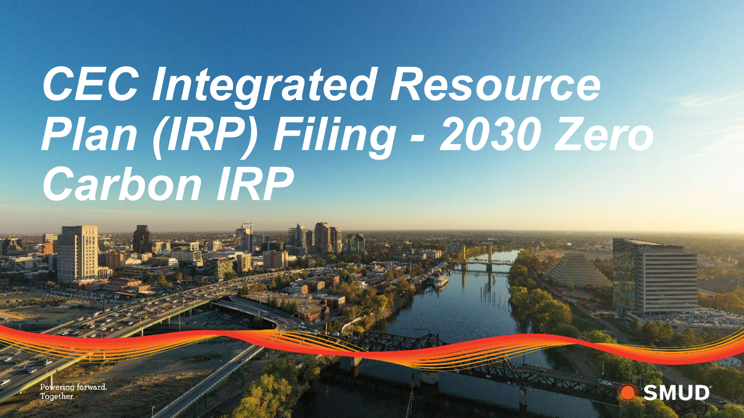# CEC Integrated Resource Plan (IRP) Filing - 2030 Zero Carbon IRP

Powering forward.
Together.

SMUD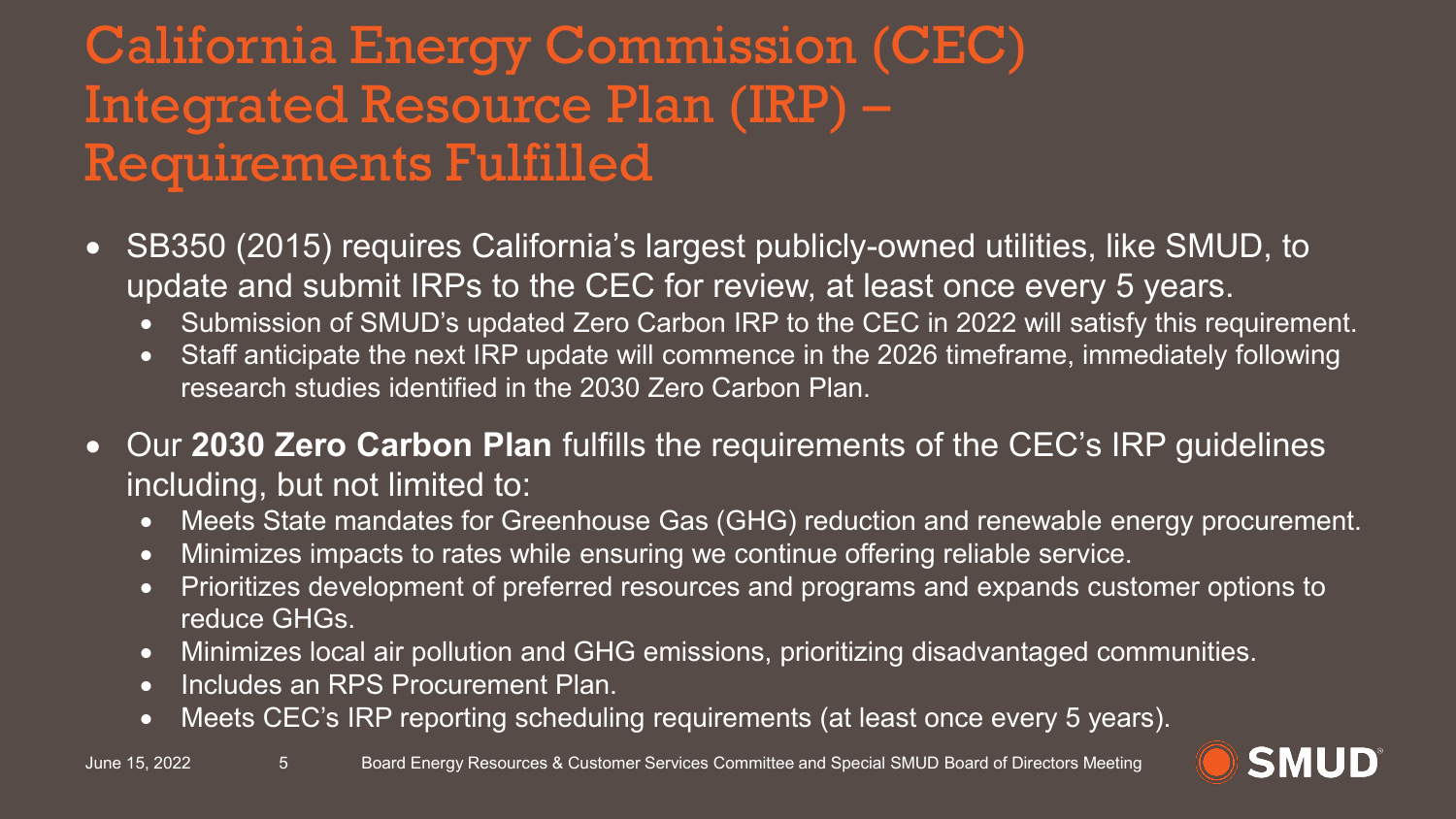# California Energy Commission (CEC) Integrated Resource Plan (IRP) – Requirements Fulfilled

- SB350 (2015) requires California's largest publicly-owned utilities, like SMUD, to update and submit IRPs to the CEC for review, at least once every 5 years.
  - Submission of SMUD's updated Zero Carbon IRP to the CEC in 2022 will satisfy this requirement.
  - Staff anticipate the next IRP update will commence in the 2026 timeframe, immediately following research studies identified in the 2030 Zero Carbon Plan.
- Our **2030 Zero Carbon Plan** fulfills the requirements of the CEC's IRP guidelines including, but not limited to:
  - Meets State mandates for Greenhouse Gas (GHG) reduction and renewable energy procurement.
  - Minimizes impacts to rates while ensuring we continue offering reliable service.
  - Prioritizes development of preferred resources and programs and expands customer options to reduce GHGs.
  - Minimizes local air pollution and GHG emissions, prioritizing disadvantaged communities.
  - Includes an RPS Procurement Plan.
  - Meets CEC's IRP reporting scheduling requirements (at least once every 5 years).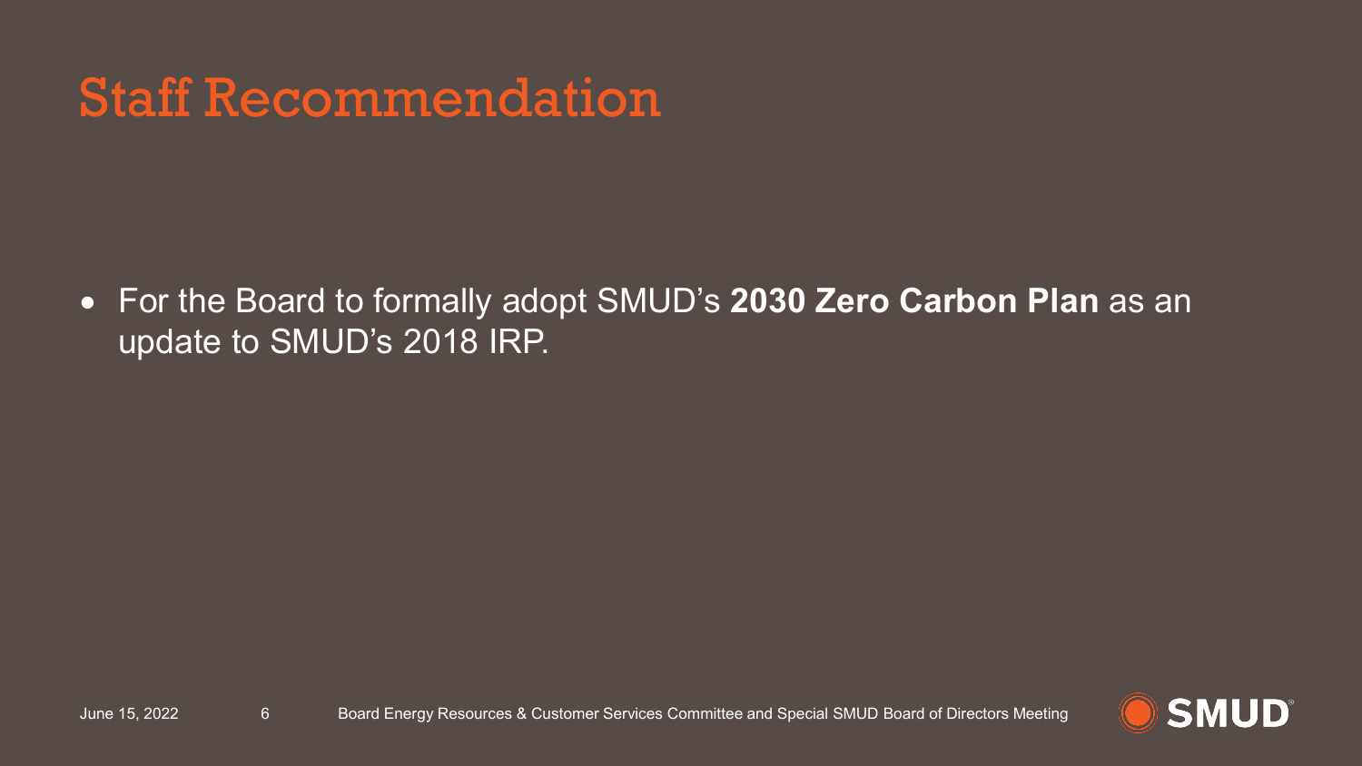# Staff Recommendation

- For the Board to formally adopt SMUD's **2030 Zero Carbon Plan** as an update to SMUD's 2018 IRP.